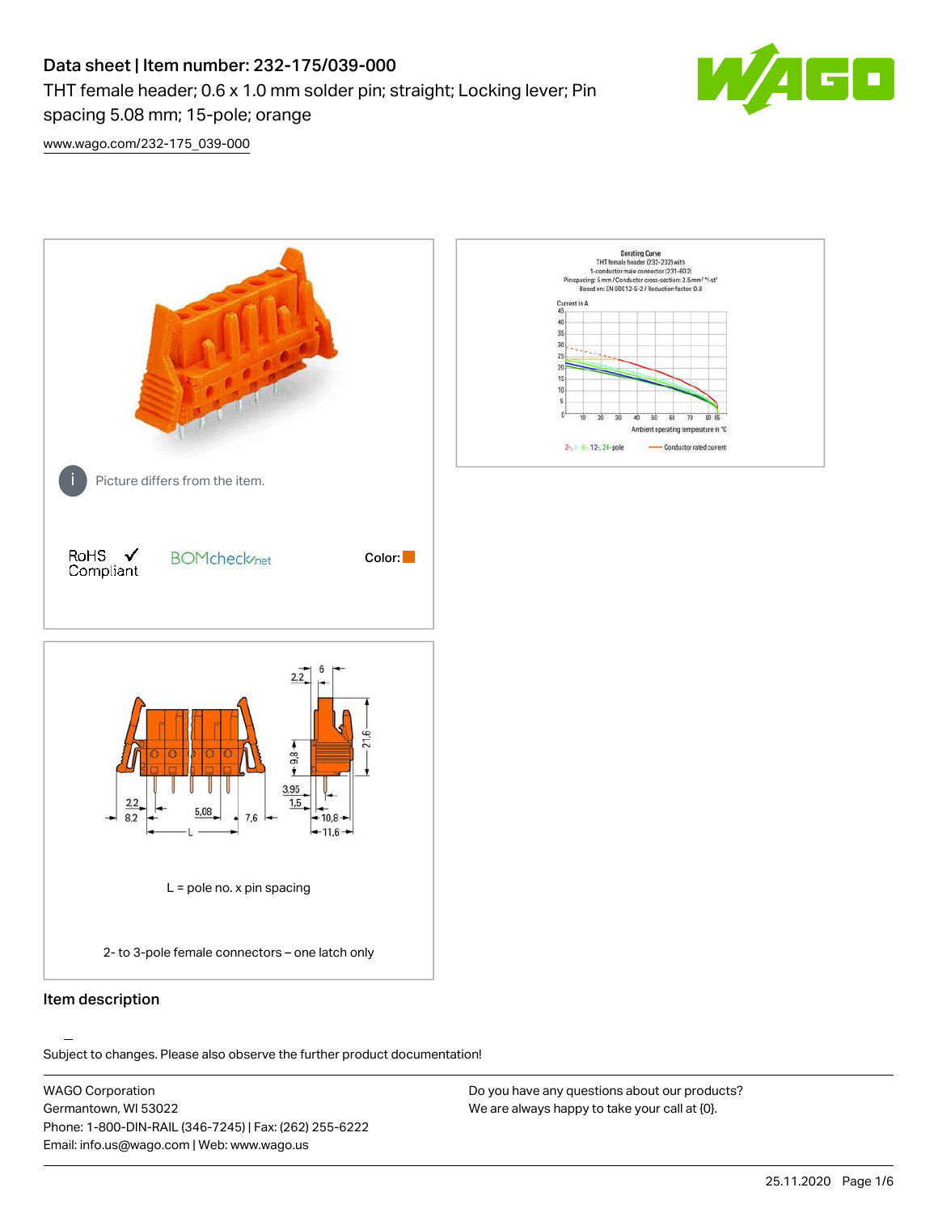# Data sheet | Item number: 232-175/039-000

THT female header; 0.6 x 1.0 mm solder pin; straight; Locking lever; Pin spacing 5.08 mm; 15-pole; orange

www.wago.com/232-175_039-000

Picture differs from the item.

RoHS ✓ Compliant

BOMcheck.net

Color:

L = pole no. x pin spacing

2- to 3-pole female connectors – one latch only

## Item description

Subject to changes. Please also observe the further product documentation!

WAGO Corporation
Germantown, WI 53022
Phone: 1-800-DIN-RAIL (346-7245) | Fax: (262) 255-6222
Email: info.us@wago.com | Web: www.wago.us

Do you have any questions about our products?
We are always happy to take your call at {0}.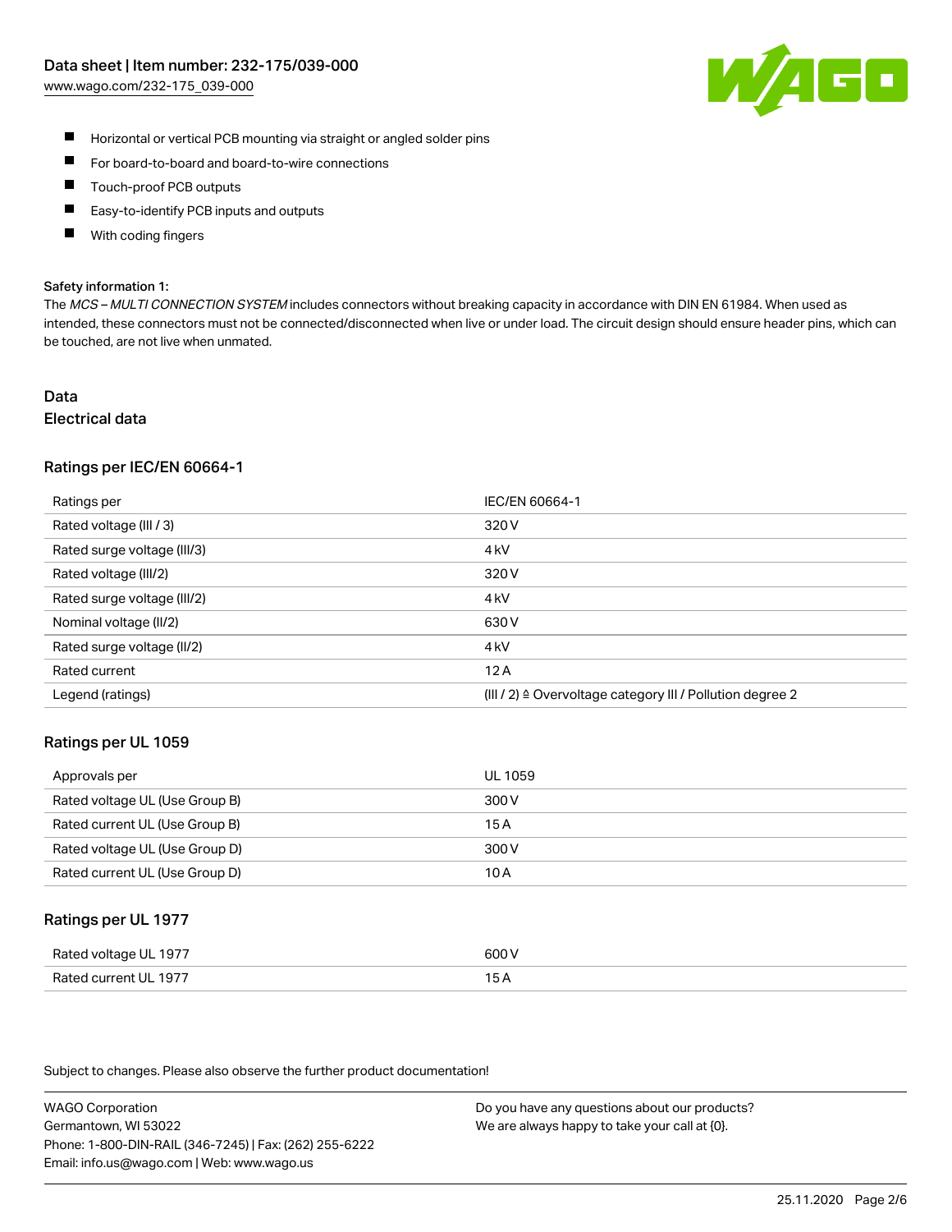- Horizontal or vertical PCB mounting via straight or angled solder pins
- For board-to-board and board-to-wire connections
- Touch-proof PCB outputs
- Easy-to-identify PCB inputs and outputs
- With coding fingers

**Safety information 1:**

The *MCS – MULTI CONNECTION SYSTEM* includes connectors without breaking capacity in accordance with DIN EN 61984. When used as intended, these connectors must not be connected/disconnected when live or under load. The circuit design should ensure header pins, which can be touched, are not live when unmated.

# Data

## Electrical data

### Ratings per IEC/EN 60664-1

| Ratings per | IEC/EN 60664-1 |
| --- | --- |
| Rated voltage (III / 3) | 320 V |
| Rated surge voltage (III/3) | 4 kV |
| Rated voltage (III/2) | 320 V |
| Rated surge voltage (III/2) | 4 kV |
| Nominal voltage (II/2) | 630 V |
| Rated surge voltage (II/2) | 4 kV |
| Rated current | 12 A |
| Legend (ratings) | (III / 2) ≙ Overvoltage category III / Pollution degree 2 |

### Ratings per UL 1059

| Approvals per | UL 1059 |
| --- | --- |
| Rated voltage UL (Use Group B) | 300 V |
| Rated current UL (Use Group B) | 15 A |
| Rated voltage UL (Use Group D) | 300 V |
| Rated current UL (Use Group D) | 10 A |

### Ratings per UL 1977

| Rated voltage UL 1977 | 600 V |
| --- | --- |
| Rated current UL 1977 | 15 A |

Subject to changes. Please also observe the further product documentation!

WAGO Corporation
Germantown, WI 53022
Phone: 1-800-DIN-RAIL (346-7245) | Fax: (262) 255-6222
Email: info.us@wago.com | Web: www.wago.us

Do you have any questions about our products?
We are always happy to take your call at {0}.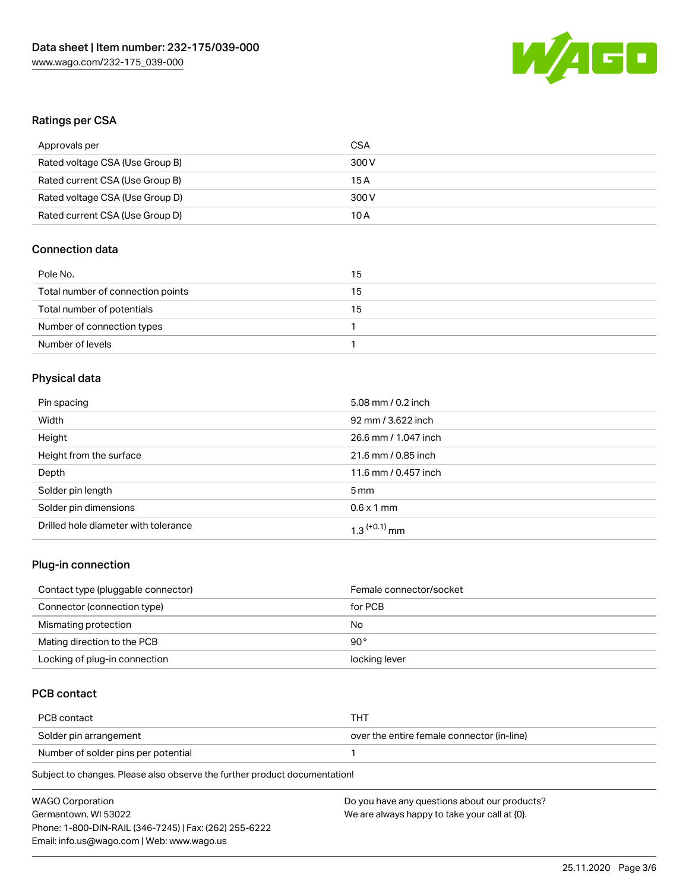## Ratings per CSA

| Approvals per | CSA |
|---|---|
| Rated voltage CSA (Use Group B) | 300 V |
| Rated current CSA (Use Group B) | 15 A |
| Rated voltage CSA (Use Group D) | 300 V |
| Rated current CSA (Use Group D) | 10 A |

## Connection data

| Pole No. | 15 |
|---|---|
| Total number of connection points | 15 |
| Total number of potentials | 15 |
| Number of connection types | 1 |
| Number of levels | 1 |

## Physical data

| Pin spacing | 5.08 mm / 0.2 inch |
|---|---|
| Width | 92 mm / 3.622 inch |
| Height | 26.6 mm / 1.047 inch |
| Height from the surface | 21.6 mm / 0.85 inch |
| Depth | 11.6 mm / 0.457 inch |
| Solder pin length | 5 mm |
| Solder pin dimensions | 0.6 x 1 mm |
| Drilled hole diameter with tolerance | $1.3^{(+0.1)}$ mm |

## Plug-in connection

| Contact type (pluggable connector) | Female connector/socket |
|---|---|
| Connector (connection type) | for PCB |
| Mismating protection | No |
| Mating direction to the PCB | 90° |
| Locking of plug-in connection | locking lever |

## PCB contact

| PCB contact | THT |
|---|---|
| Solder pin arrangement | over the entire female connector (in-line) |
| Number of solder pins per potential | 1 |

Subject to changes. Please also observe the further product documentation!

WAGO Corporation
Germantown, WI 53022
Phone: 1-800-DIN-RAIL (346-7245) | Fax: (262) 255-6222
Email: info.us@wago.com | Web: www.wago.us

Do you have any questions about our products?
We are always happy to take your call at {0}.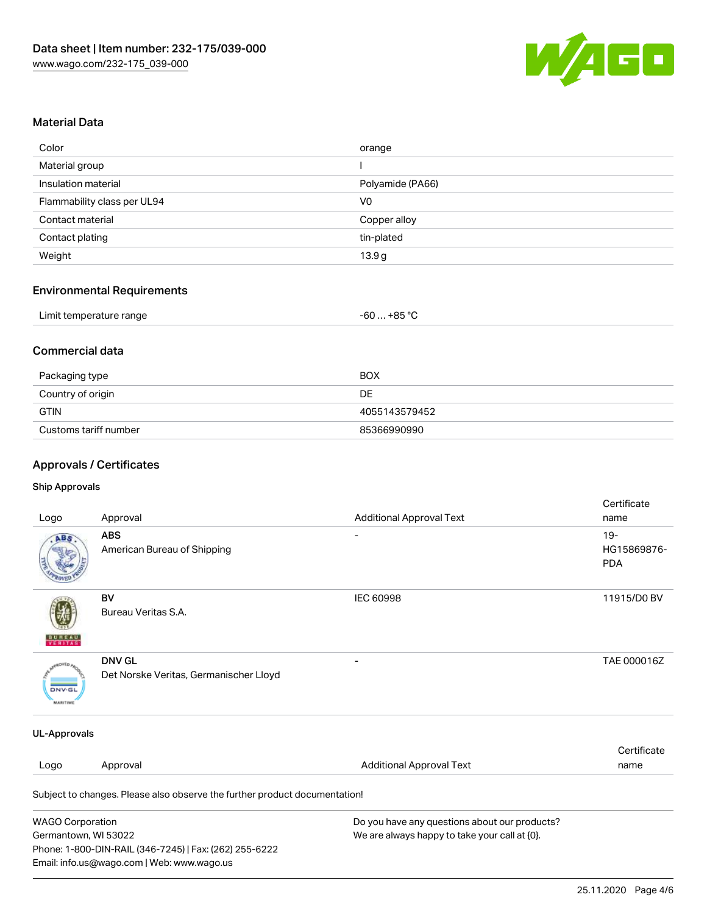Data sheet | Item number: 232-175/039-000
www.wago.com/232-175_039-000

## Material Data

| | |
|---|---|
| Color | orange |
| Material group | I |
| Insulation material | Polyamide (PA66) |
| Flammability class per UL94 | V0 |
| Contact material | Copper alloy |
| Contact plating | tin-plated |
| Weight | 13.9 g |

## Environmental Requirements

| | |
|---|---|
| Limit temperature range | -60 … +85 °C |

## Commercial data

| | |
|---|---|
| Packaging type | BOX |
| Country of origin | DE |
| GTIN | 4055143579452 |
| Customs tariff number | 85366990990 |

## Approvals / Certificates

### Ship Approvals

| Logo | Approval | Additional Approval Text | Certificate name |
|---|---|---|---|
| | **ABS** American Bureau of Shipping | - | 19-HG15869876-PDA |
| | **BV** Bureau Veritas S.A. | IEC 60998 | 11915/D0 BV |
| | **DNV GL** Det Norske Veritas, Germanischer Lloyd | - | TAE 000016Z |

### UL-Approvals

| Logo | Approval | Additional Approval Text | Certificate name |
|---|---|---|---|

Subject to changes. Please also observe the further product documentation!

WAGO Corporation
Germantown, WI 53022
Phone: 1-800-DIN-RAIL (346-7245) | Fax: (262) 255-6222
Email: info.us@wago.com | Web: www.wago.us

Do you have any questions about our products?
We are always happy to take your call at {0}.

25.11.2020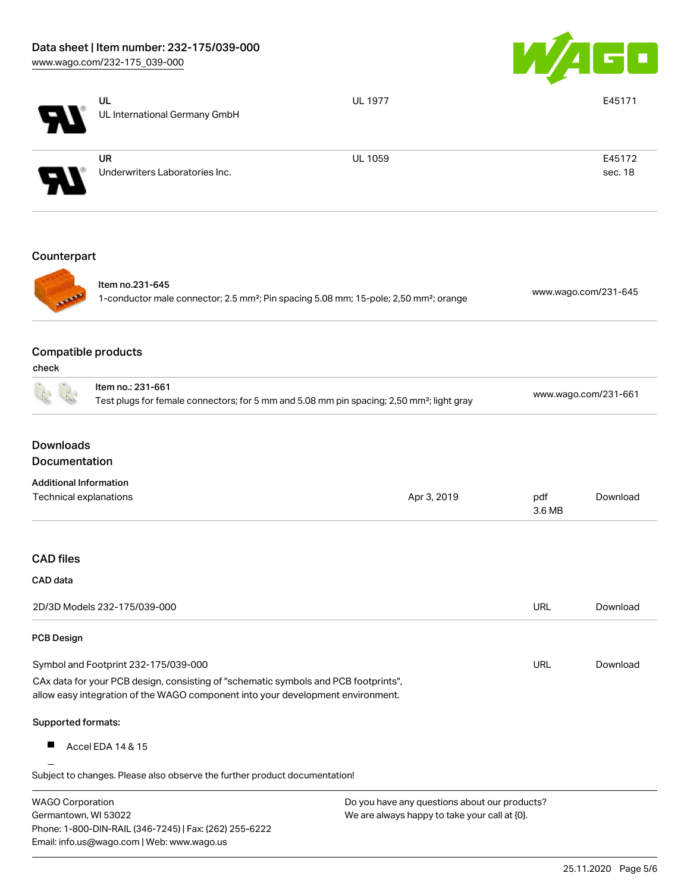| | | | |
|---|---|---|---|
| | **UL**<br>UL International Germany GmbH | UL 1977 | E45171 |
| | **UR**<br>Underwriters Laboratories Inc. | UL 1059 | E45172<br>sec. 18 |

## Counterpart

| | | |
|---|---|---|
| | Item no.231-645<br>1-conductor male connector; 2.5 mm²; Pin spacing 5.08 mm; 15-pole; 2,50 mm²; orange | www.wago.com/231-645 |

## Compatible products

**check**

| | | |
|---|---|---|
| | Item no.: 231-661<br>Test plugs for female connectors; for 5 mm and 5.08 mm pin spacing; 2,50 mm²; light gray | www.wago.com/231-661 |

## Downloads
## Documentation

**Additional Information**

| | | | |
|---|---|---|---|
| Technical explanations | Apr 3, 2019 | pdf<br>3.6 MB | Download |

## CAD files

**CAD data**

| | | |
|---|---|---|
| 2D/3D Models 232-175/039-000 | URL | Download |

**PCB Design**

| | | |
|---|---|---|
| Symbol and Footprint 232-175/039-000 | URL | Download |

CAx data for your PCB design, consisting of "schematic symbols and PCB footprints", allow easy integration of the WAGO component into your development environment.

**Supported formats:**

- Accel EDA 14 & 15

Subject to changes. Please also observe the further product documentation!

WAGO Corporation
Germantown, WI 53022
Phone: 1-800-DIN-RAIL (346-7245) | Fax: (262) 255-6222
Email: info.us@wago.com | Web: www.wago.us

Do you have any questions about our products?
We are always happy to take your call at {0}.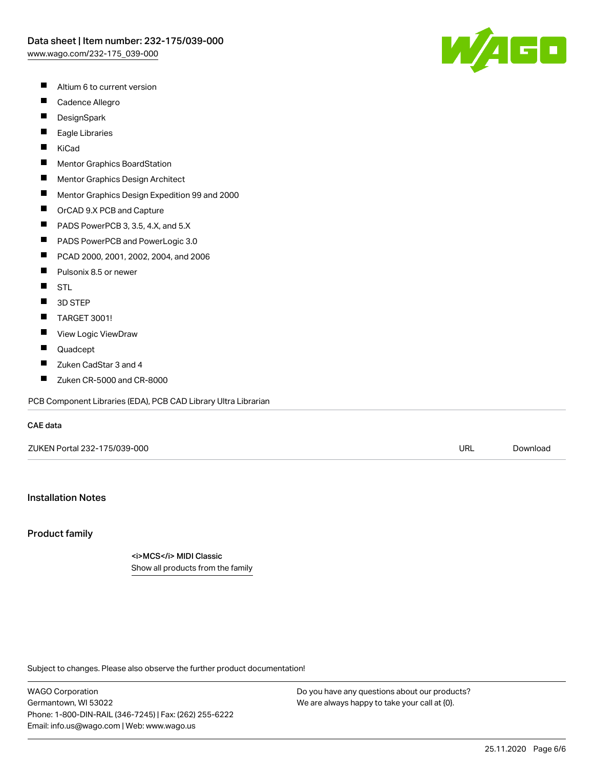- Altium 6 to current version
- Cadence Allegro
- DesignSpark
- Eagle Libraries
- KiCad
- Mentor Graphics BoardStation
- Mentor Graphics Design Architect
- Mentor Graphics Design Expedition 99 and 2000
- OrCAD 9.X PCB and Capture
- PADS PowerPCB 3, 3.5, 4.X, and 5.X
- PADS PowerPCB and PowerLogic 3.0
- PCAD 2000, 2001, 2002, 2004, and 2006
- Pulsonix 8.5 or newer
- STL
- 3D STEP
- TARGET 3001!
- View Logic ViewDraw
- Quadcept
- Zuken CadStar 3 and 4
- Zuken CR-5000 and CR-8000

PCB Component Libraries (EDA), PCB CAD Library Ultra Librarian

CAE data

| | | |
|---|---|---|
| ZUKEN Portal 232-175/039-000 | URL | Download |

## Installation Notes

## Product family

<i>MCS</i> MIDI Classic
Show all products from the family

Subject to changes. Please also observe the further product documentation!

WAGO Corporation
Germantown, WI 53022
Phone: 1-800-DIN-RAIL (346-7245) | Fax: (262) 255-6222
Email: info.us@wago.com | Web: www.wago.us

Do you have any questions about our products?
We are always happy to take your call at {0}.

25.11.2020